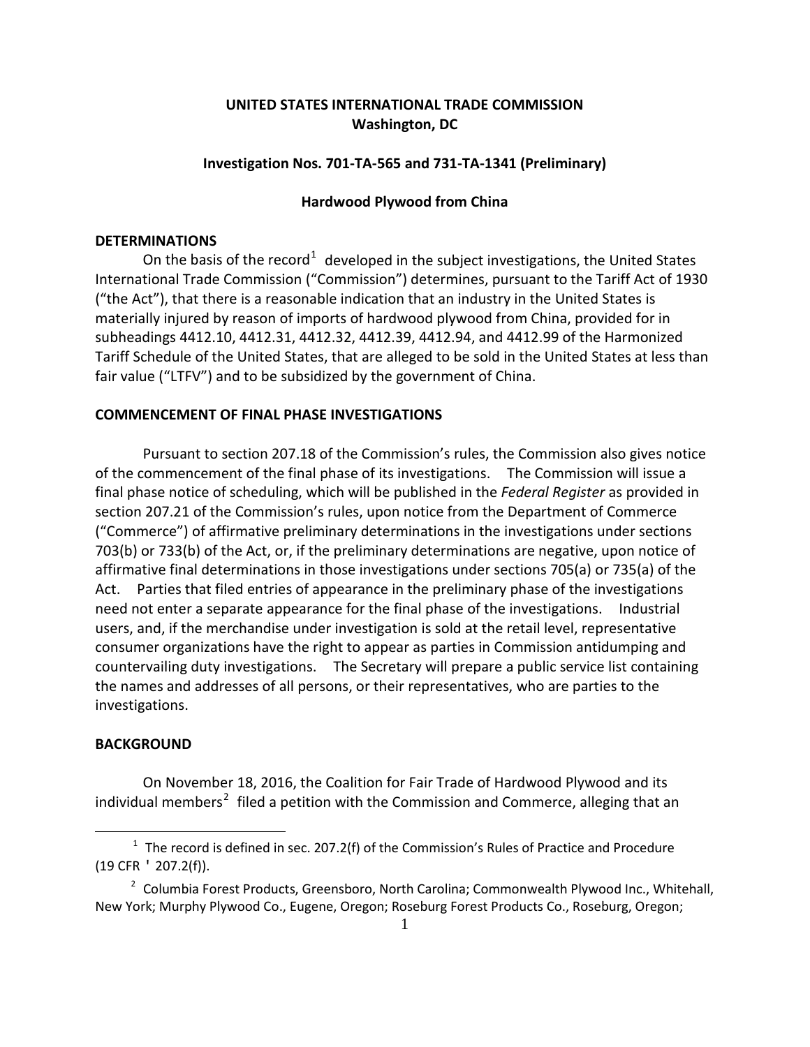**UNITED STATES INTERNATIONAL TRADE COMMISSION**
**Washington, DC**

**Investigation Nos. 701-TA-565 and 731-TA-1341 (Preliminary)**

**Hardwood Plywood from China**

## DETERMINATIONS

On the basis of the record[1] developed in the subject investigations, the United States International Trade Commission ("Commission") determines, pursuant to the Tariff Act of 1930 ("the Act"), that there is a reasonable indication that an industry in the United States is materially injured by reason of imports of hardwood plywood from China, provided for in subheadings 4412.10, 4412.31, 4412.32, 4412.39, 4412.94, and 4412.99 of the Harmonized Tariff Schedule of the United States, that are alleged to be sold in the United States at less than fair value ("LTFV") and to be subsidized by the government of China.

## COMMENCEMENT OF FINAL PHASE INVESTIGATIONS

Pursuant to section 207.18 of the Commission's rules, the Commission also gives notice of the commencement of the final phase of its investigations. The Commission will issue a final phase notice of scheduling, which will be published in the *Federal Register* as provided in section 207.21 of the Commission's rules, upon notice from the Department of Commerce ("Commerce") of affirmative preliminary determinations in the investigations under sections 703(b) or 733(b) of the Act, or, if the preliminary determinations are negative, upon notice of affirmative final determinations in those investigations under sections 705(a) or 735(a) of the Act. Parties that filed entries of appearance in the preliminary phase of the investigations need not enter a separate appearance for the final phase of the investigations. Industrial users, and, if the merchandise under investigation is sold at the retail level, representative consumer organizations have the right to appear as parties in Commission antidumping and countervailing duty investigations. The Secretary will prepare a public service list containing the names and addresses of all persons, or their representatives, who are parties to the investigations.

## BACKGROUND

On November 18, 2016, the Coalition for Fair Trade of Hardwood Plywood and its individual members[2] filed a petition with the Commission and Commerce, alleging that an

---

[1] The record is defined in sec. 207.2(f) of the Commission's Rules of Practice and Procedure (19 CFR ' 207.2(f)).

[2] Columbia Forest Products, Greensboro, North Carolina; Commonwealth Plywood Inc., Whitehall, New York; Murphy Plywood Co., Eugene, Oregon; Roseburg Forest Products Co., Roseburg, Oregon;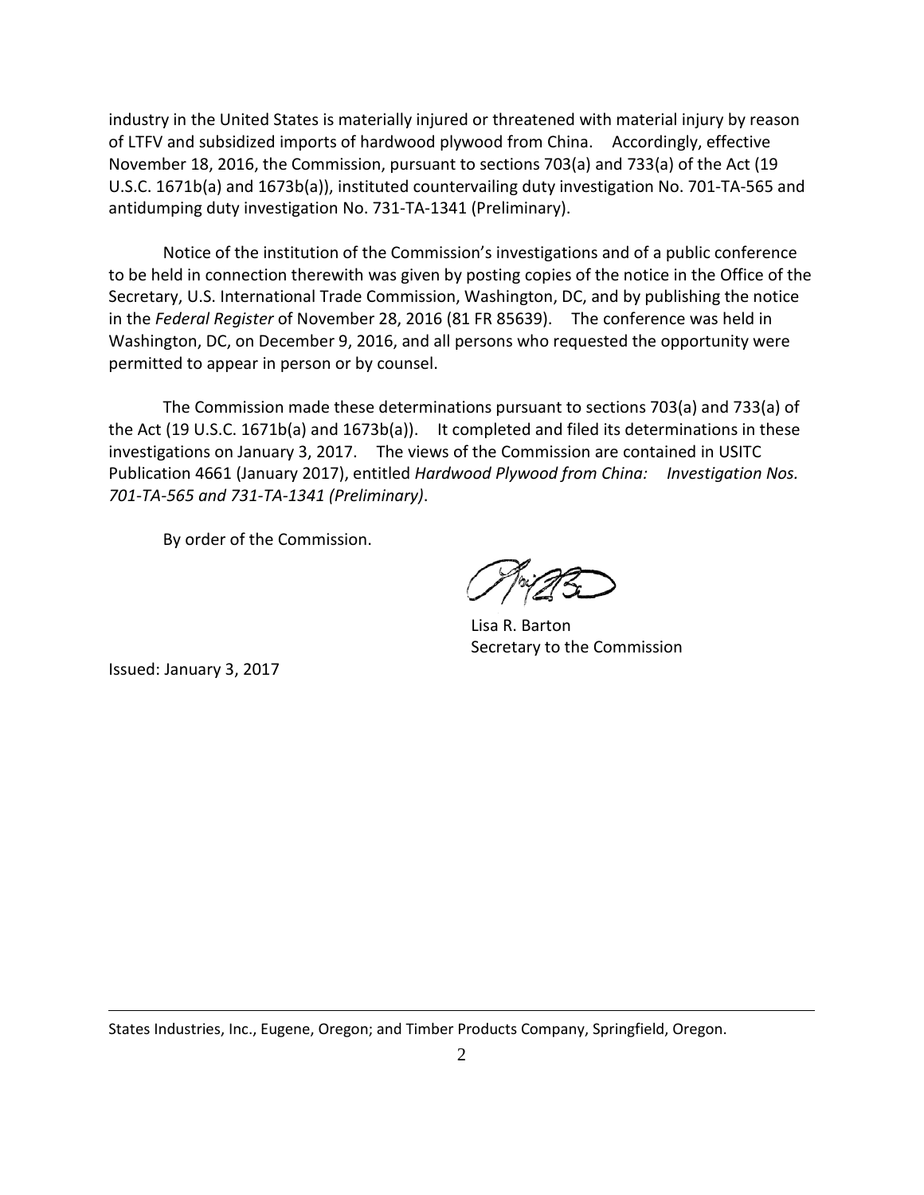industry in the United States is materially injured or threatened with material injury by reason of LTFV and subsidized imports of hardwood plywood from China. Accordingly, effective November 18, 2016, the Commission, pursuant to sections 703(a) and 733(a) of the Act (19 U.S.C. 1671b(a) and 1673b(a)), instituted countervailing duty investigation No. 701-TA-565 and antidumping duty investigation No. 731-TA-1341 (Preliminary).

Notice of the institution of the Commission's investigations and of a public conference to be held in connection therewith was given by posting copies of the notice in the Office of the Secretary, U.S. International Trade Commission, Washington, DC, and by publishing the notice in the *Federal Register* of November 28, 2016 (81 FR 85639). The conference was held in Washington, DC, on December 9, 2016, and all persons who requested the opportunity were permitted to appear in person or by counsel.

The Commission made these determinations pursuant to sections 703(a) and 733(a) of the Act (19 U.S.C. 1671b(a) and 1673b(a)). It completed and filed its determinations in these investigations on January 3, 2017. The views of the Commission are contained in USITC Publication 4661 (January 2017), entitled *Hardwood Plywood from China: Investigation Nos. 701-TA-565 and 731-TA-1341 (Preliminary)*.

By order of the Commission.

Lisa R. Barton
Secretary to the Commission

Issued: January 3, 2017

---

States Industries, Inc., Eugene, Oregon; and Timber Products Company, Springfield, Oregon.